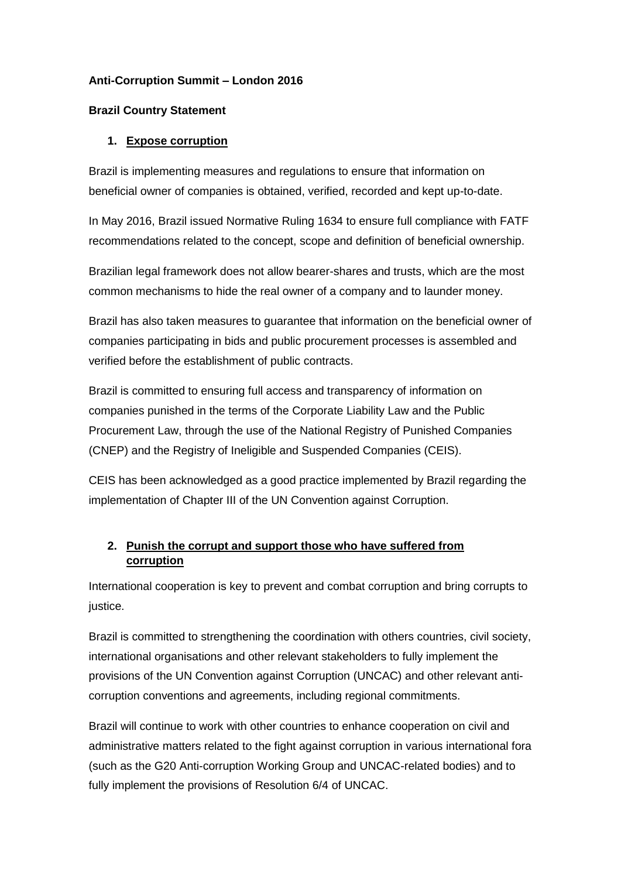**Anti-Corruption Summit – London 2016**

**Brazil Country Statement**

## 1. Expose corruption

Brazil is implementing measures and regulations to ensure that information on beneficial owner of companies is obtained, verified, recorded and kept up-to-date.

In May 2016, Brazil issued Normative Ruling 1634 to ensure full compliance with FATF recommendations related to the concept, scope and definition of beneficial ownership.

Brazilian legal framework does not allow bearer-shares and trusts, which are the most common mechanisms to hide the real owner of a company and to launder money.

Brazil has also taken measures to guarantee that information on the beneficial owner of companies participating in bids and public procurement processes is assembled and verified before the establishment of public contracts.

Brazil is committed to ensuring full access and transparency of information on companies punished in the terms of the Corporate Liability Law and the Public Procurement Law, through the use of the National Registry of Punished Companies (CNEP) and the Registry of Ineligible and Suspended Companies (CEIS).

CEIS has been acknowledged as a good practice implemented by Brazil regarding the implementation of Chapter III of the UN Convention against Corruption.

## 2. Punish the corrupt and support those who have suffered from corruption

International cooperation is key to prevent and combat corruption and bring corrupts to justice.

Brazil is committed to strengthening the coordination with others countries, civil society, international organisations and other relevant stakeholders to fully implement the provisions of the UN Convention against Corruption (UNCAC) and other relevant anti-corruption conventions and agreements, including regional commitments.

Brazil will continue to work with other countries to enhance cooperation on civil and administrative matters related to the fight against corruption in various international fora (such as the G20 Anti-corruption Working Group and UNCAC-related bodies) and to fully implement the provisions of Resolution 6/4 of UNCAC.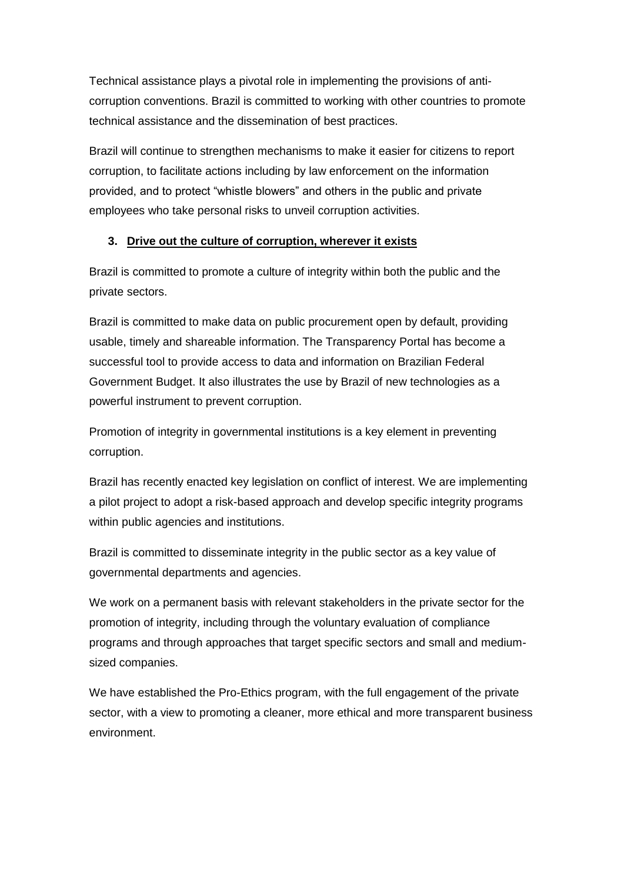Technical assistance plays a pivotal role in implementing the provisions of anti-corruption conventions. Brazil is committed to working with other countries to promote technical assistance and the dissemination of best practices.

Brazil will continue to strengthen mechanisms to make it easier for citizens to report corruption, to facilitate actions including by law enforcement on the information provided, and to protect "whistle blowers" and others in the public and private employees who take personal risks to unveil corruption activities.

### 3. Drive out the culture of corruption, wherever it exists

Brazil is committed to promote a culture of integrity within both the public and the private sectors.

Brazil is committed to make data on public procurement open by default, providing usable, timely and shareable information. The Transparency Portal has become a successful tool to provide access to data and information on Brazilian Federal Government Budget. It also illustrates the use by Brazil of new technologies as a powerful instrument to prevent corruption.

Promotion of integrity in governmental institutions is a key element in preventing corruption.

Brazil has recently enacted key legislation on conflict of interest. We are implementing a pilot project to adopt a risk-based approach and develop specific integrity programs within public agencies and institutions.

Brazil is committed to disseminate integrity in the public sector as a key value of governmental departments and agencies.

We work on a permanent basis with relevant stakeholders in the private sector for the promotion of integrity, including through the voluntary evaluation of compliance programs and through approaches that target specific sectors and small and medium-sized companies.

We have established the Pro-Ethics program, with the full engagement of the private sector, with a view to promoting a cleaner, more ethical and more transparent business environment.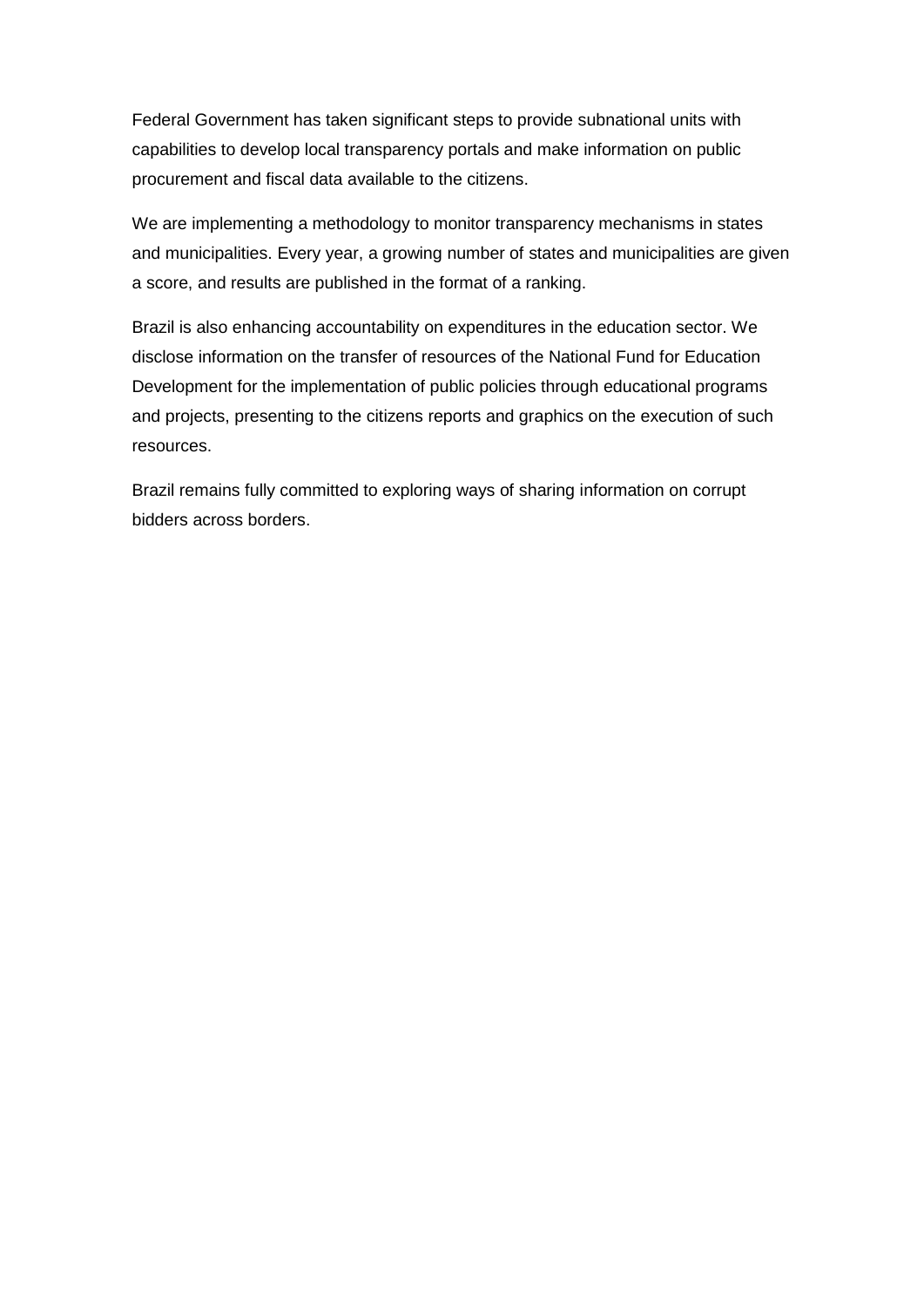Federal Government has taken significant steps to provide subnational units with capabilities to develop local transparency portals and make information on public procurement and fiscal data available to the citizens.

We are implementing a methodology to monitor transparency mechanisms in states and municipalities. Every year, a growing number of states and municipalities are given a score, and results are published in the format of a ranking.

Brazil is also enhancing accountability on expenditures in the education sector. We disclose information on the transfer of resources of the National Fund for Education Development for the implementation of public policies through educational programs and projects, presenting to the citizens reports and graphics on the execution of such resources.

Brazil remains fully committed to exploring ways of sharing information on corrupt bidders across borders.